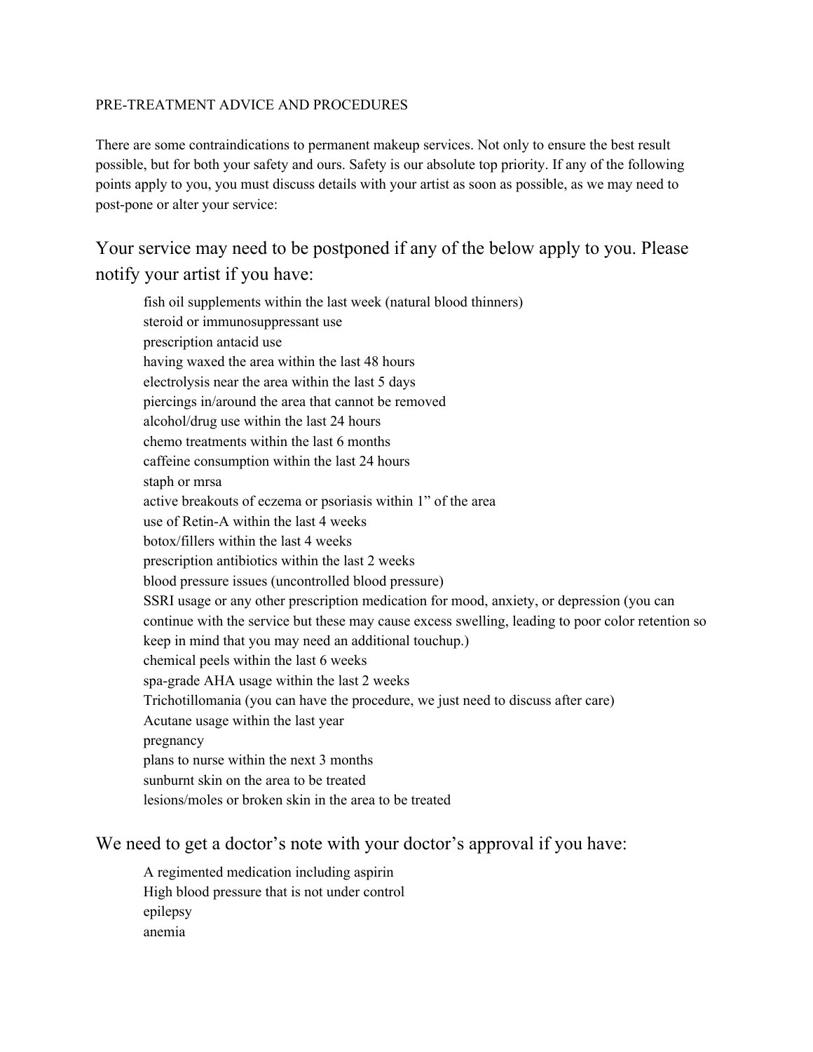PRE-TREATMENT ADVICE AND PROCEDURES

There are some contraindications to permanent makeup services. Not only to ensure the best result possible, but for both your safety and ours. Safety is our absolute top priority. If any of the following points apply to you, you must discuss details with your artist as soon as possible, as we may need to post-pone or alter your service:

## Your service may need to be postponed if any of the below apply to you. Please notify your artist if you have:

- fish oil supplements within the last week (natural blood thinners)
- steroid or immunosuppressant use
- prescription antacid use
- having waxed the area within the last 48 hours
- electrolysis near the area within the last 5 days
- piercings in/around the area that cannot be removed
- alcohol/drug use within the last 24 hours
- chemo treatments within the last 6 months
- caffeine consumption within the last 24 hours
- staph or mrsa
- active breakouts of eczema or psoriasis within 1” of the area
- use of Retin-A within the last 4 weeks
- botox/fillers within the last 4 weeks
- prescription antibiotics within the last 2 weeks
- blood pressure issues (uncontrolled blood pressure)
- SSRI usage or any other prescription medication for mood, anxiety, or depression (you can continue with the service but these may cause excess swelling, leading to poor color retention so keep in mind that you may need an additional touchup.)
- chemical peels within the last 6 weeks
- spa-grade AHA usage within the last 2 weeks
- Trichotillomania (you can have the procedure, we just need to discuss after care)
- Acutane usage within the last year
- pregnancy
- plans to nurse within the next 3 months
- sunburnt skin on the area to be treated
- lesions/moles or broken skin in the area to be treated

## We need to get a doctor’s note with your doctor’s approval if you have:

- A regimented medication including aspirin
- High blood pressure that is not under control
- epilepsy
- anemia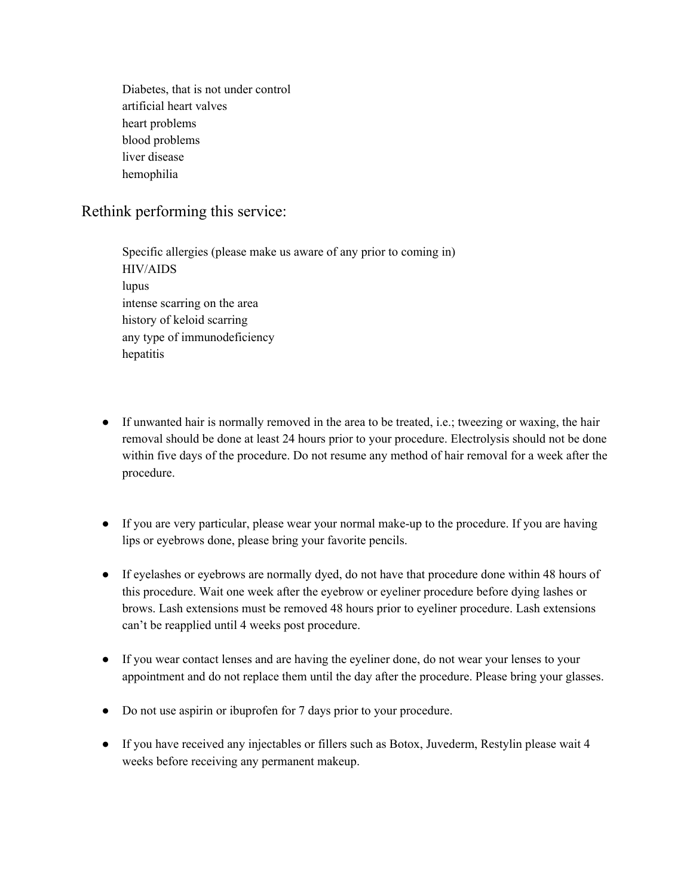Diabetes, that is not under control
artificial heart valves
heart problems
blood problems
liver disease
hemophilia

## Rethink performing this service:

Specific allergies (please make us aware of any prior to coming in)
HIV/AIDS
lupus
intense scarring on the area
history of keloid scarring
any type of immunodeficiency
hepatitis

- If unwanted hair is normally removed in the area to be treated, i.e.; tweezing or waxing, the hair removal should be done at least 24 hours prior to your procedure. Electrolysis should not be done within five days of the procedure. Do not resume any method of hair removal for a week after the procedure.

- If you are very particular, please wear your normal make-up to the procedure. If you are having lips or eyebrows done, please bring your favorite pencils.

- If eyelashes or eyebrows are normally dyed, do not have that procedure done within 48 hours of this procedure. Wait one week after the eyebrow or eyeliner procedure before dying lashes or brows. Lash extensions must be removed 48 hours prior to eyeliner procedure. Lash extensions can't be reapplied until 4 weeks post procedure.

- If you wear contact lenses and are having the eyeliner done, do not wear your lenses to your appointment and do not replace them until the day after the procedure. Please bring your glasses.

- Do not use aspirin or ibuprofen for 7 days prior to your procedure.

- If you have received any injectables or fillers such as Botox, Juvederm, Restylin please wait 4 weeks before receiving any permanent makeup.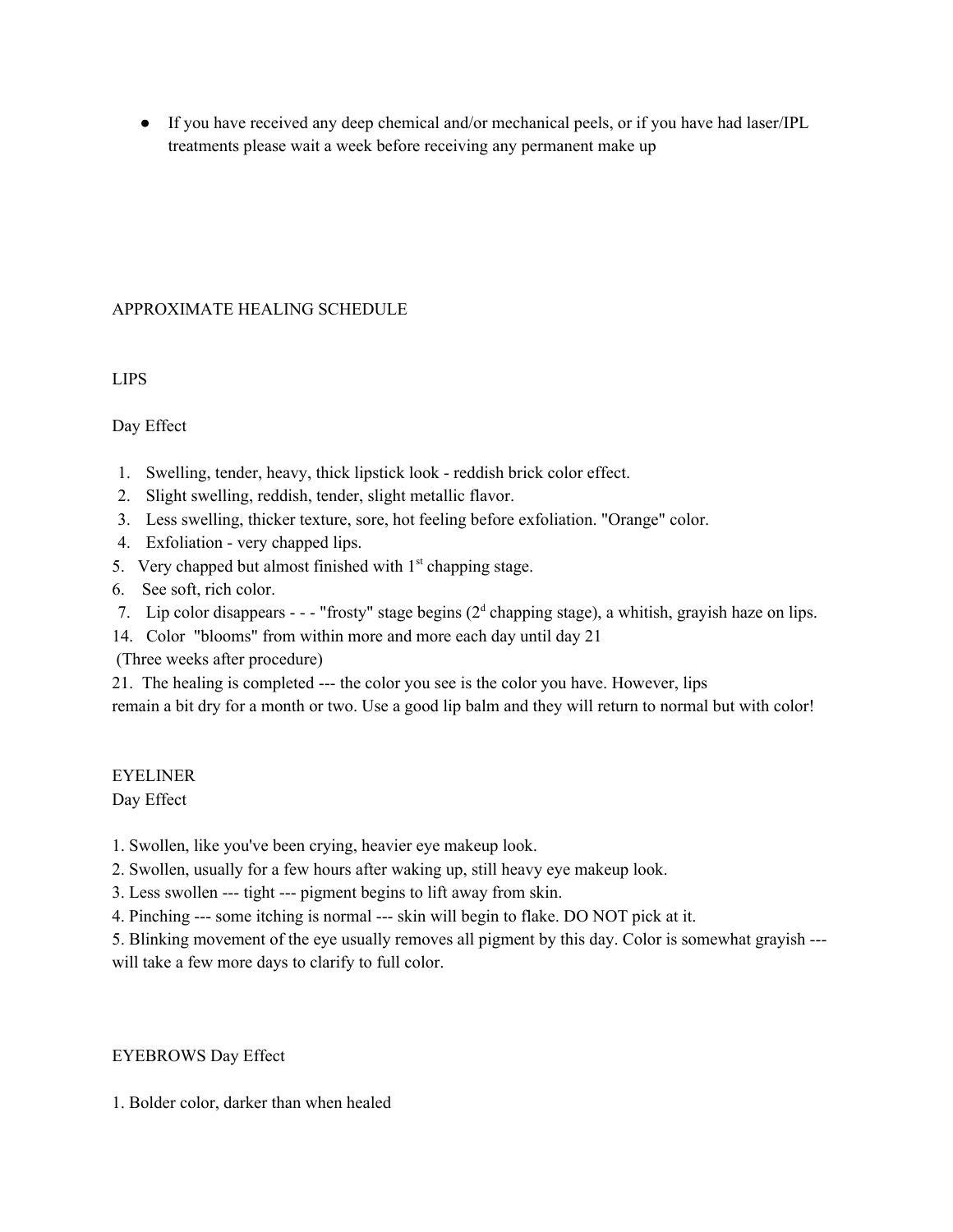- If you have received any deep chemical and/or mechanical peels, or if you have had laser/IPL treatments please wait a week before receiving any permanent make up

## APPROXIMATE HEALING SCHEDULE

### LIPS

Day Effect

1. Swelling, tender, heavy, thick lipstick look - reddish brick color effect.
2. Slight swelling, reddish, tender, slight metallic flavor.
3. Less swelling, thicker texture, sore, hot feeling before exfoliation. "Orange" color.
4. Exfoliation - very chapped lips.
5. Very chapped but almost finished with 1st chapping stage.
6. See soft, rich color.
7. Lip color disappears - - - "frosty" stage begins (2d chapping stage), a whitish, grayish haze on lips.

14. Color "blooms" from within more and more each day until day 21 (Three weeks after procedure)

21. The healing is completed --- the color you see is the color you have. However, lips remain a bit dry for a month or two. Use a good lip balm and they will return to normal but with color!

### EYELINER

Day Effect

1. Swollen, like you've been crying, heavier eye makeup look.
2. Swollen, usually for a few hours after waking up, still heavy eye makeup look.
3. Less swollen --- tight --- pigment begins to lift away from skin.
4. Pinching --- some itching is normal --- skin will begin to flake. DO NOT pick at it.
5. Blinking movement of the eye usually removes all pigment by this day. Color is somewhat grayish --- will take a few more days to clarify to full color.

### EYEBROWS Day Effect

1. Bolder color, darker than when healed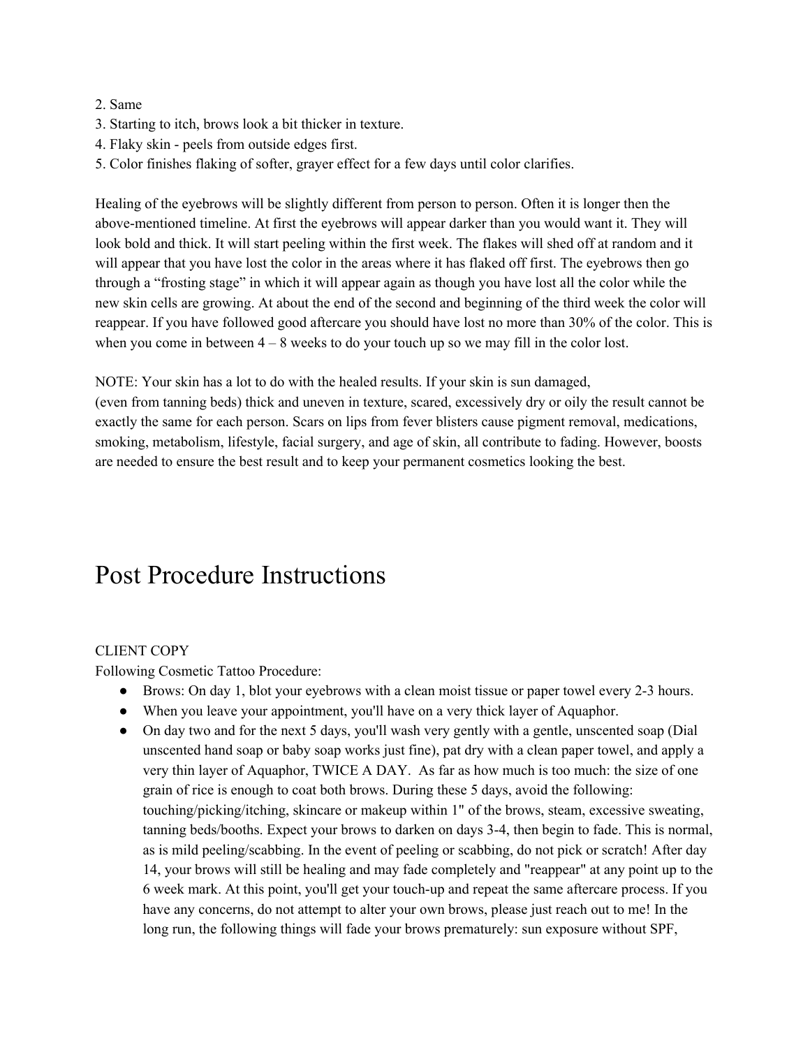2. Same
3. Starting to itch, brows look a bit thicker in texture.
4. Flaky skin - peels from outside edges first.
5. Color finishes flaking of softer, grayer effect for a few days until color clarifies.

Healing of the eyebrows will be slightly different from person to person. Often it is longer then the above-mentioned timeline. At first the eyebrows will appear darker than you would want it. They will look bold and thick. It will start peeling within the first week. The flakes will shed off at random and it will appear that you have lost the color in the areas where it has flaked off first. The eyebrows then go through a "frosting stage" in which it will appear again as though you have lost all the color while the new skin cells are growing. At about the end of the second and beginning of the third week the color will reappear. If you have followed good aftercare you should have lost no more than 30% of the color. This is when you come in between 4 – 8 weeks to do your touch up so we may fill in the color lost.

NOTE: Your skin has a lot to do with the healed results. If your skin is sun damaged, (even from tanning beds) thick and uneven in texture, scared, excessively dry or oily the result cannot be exactly the same for each person. Scars on lips from fever blisters cause pigment removal, medications, smoking, metabolism, lifestyle, facial surgery, and age of skin, all contribute to fading. However, boosts are needed to ensure the best result and to keep your permanent cosmetics looking the best.

# Post Procedure Instructions

CLIENT COPY

Following Cosmetic Tattoo Procedure:

- Brows: On day 1, blot your eyebrows with a clean moist tissue or paper towel every 2-3 hours.
- When you leave your appointment, you'll have on a very thick layer of Aquaphor.
- On day two and for the next 5 days, you'll wash very gently with a gentle, unscented soap (Dial unscented hand soap or baby soap works just fine), pat dry with a clean paper towel, and apply a very thin layer of Aquaphor, TWICE A DAY. As far as how much is too much: the size of one grain of rice is enough to coat both brows. During these 5 days, avoid the following: touching/picking/itching, skincare or makeup within 1" of the brows, steam, excessive sweating, tanning beds/booths. Expect your brows to darken on days 3-4, then begin to fade. This is normal, as is mild peeling/scabbing. In the event of peeling or scabbing, do not pick or scratch! After day 14, your brows will still be healing and may fade completely and "reappear" at any point up to the 6 week mark. At this point, you'll get your touch-up and repeat the same aftercare process. If you have any concerns, do not attempt to alter your own brows, please just reach out to me! In the long run, the following things will fade your brows prematurely: sun exposure without SPF,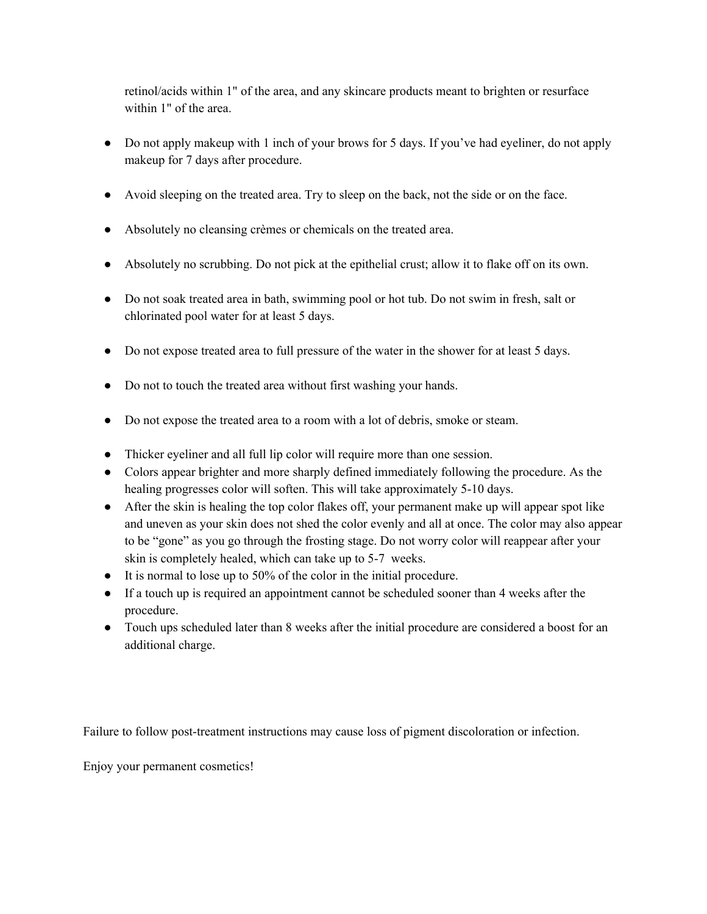retinol/acids within 1" of the area, and any skincare products meant to brighten or resurface within 1" of the area.

- Do not apply makeup with 1 inch of your brows for 5 days. If you've had eyeliner, do not apply makeup for 7 days after procedure.

- Avoid sleeping on the treated area. Try to sleep on the back, not the side or on the face.

- Absolutely no cleansing crèmes or chemicals on the treated area.

- Absolutely no scrubbing. Do not pick at the epithelial crust; allow it to flake off on its own.

- Do not soak treated area in bath, swimming pool or hot tub. Do not swim in fresh, salt or chlorinated pool water for at least 5 days.

- Do not expose treated area to full pressure of the water in the shower for at least 5 days.

- Do not to touch the treated area without first washing your hands.

- Do not expose the treated area to a room with a lot of debris, smoke or steam.

- Thicker eyeliner and all full lip color will require more than one session.
- Colors appear brighter and more sharply defined immediately following the procedure. As the healing progresses color will soften. This will take approximately 5-10 days.
- After the skin is healing the top color flakes off, your permanent make up will appear spot like and uneven as your skin does not shed the color evenly and all at once. The color may also appear to be "gone" as you go through the frosting stage. Do not worry color will reappear after your skin is completely healed, which can take up to 5-7 weeks.
- It is normal to lose up to 50% of the color in the initial procedure.
- If a touch up is required an appointment cannot be scheduled sooner than 4 weeks after the procedure.
- Touch ups scheduled later than 8 weeks after the initial procedure are considered a boost for an additional charge.

Failure to follow post-treatment instructions may cause loss of pigment discoloration or infection.

Enjoy your permanent cosmetics!